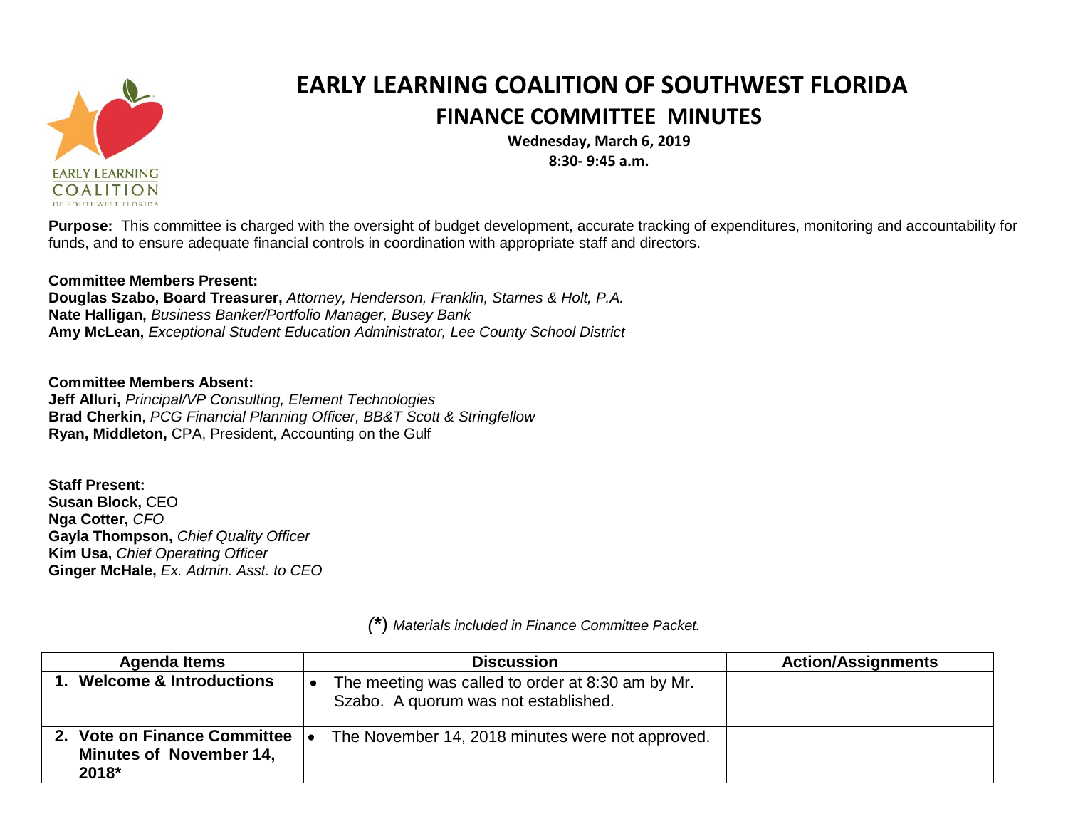# EARLY LEARNING COALITION OF SOUTHWEST FLORIDA

## FINANCE COMMITTEE MINUTES

**Wednesday, March 6, 2019**
**8:30- 9:45 a.m.**

**Purpose:** This committee is charged with the oversight of budget development, accurate tracking of expenditures, monitoring and accountability for funds, and to ensure adequate financial controls in coordination with appropriate staff and directors.

**Committee Members Present:**
**Douglas Szabo, Board Treasurer,** *Attorney, Henderson, Franklin, Starnes & Holt, P.A.*
**Nate Halligan,** *Business Banker/Portfolio Manager, Busey Bank*
**Amy McLean,** *Exceptional Student Education Administrator, Lee County School District*

**Committee Members Absent:**
**Jeff Alluri,** *Principal/VP Consulting, Element Technologies*
**Brad Cherkin**, *PCG Financial Planning Officer, BB&T Scott & Stringfellow*
**Ryan, Middleton,** CPA, President, Accounting on the Gulf

**Staff Present:**
**Susan Block,** CEO
**Nga Cotter,** *CFO*
**Gayla Thompson,** *Chief Quality Officer*
**Kim Usa,** *Chief Operating Officer*
**Ginger McHale,** *Ex. Admin. Asst. to CEO*

*(*) Materials included in Finance Committee Packet.*

| Agenda Items | Discussion | Action/Assignments |
|---|---|---|
| **1. Welcome & Introductions** | • The meeting was called to order at 8:30 am by Mr. Szabo. A quorum was not established. | |
| **2. Vote on Finance Committee Minutes of November 14, 2018*** | • The November 14, 2018 minutes were not approved. | |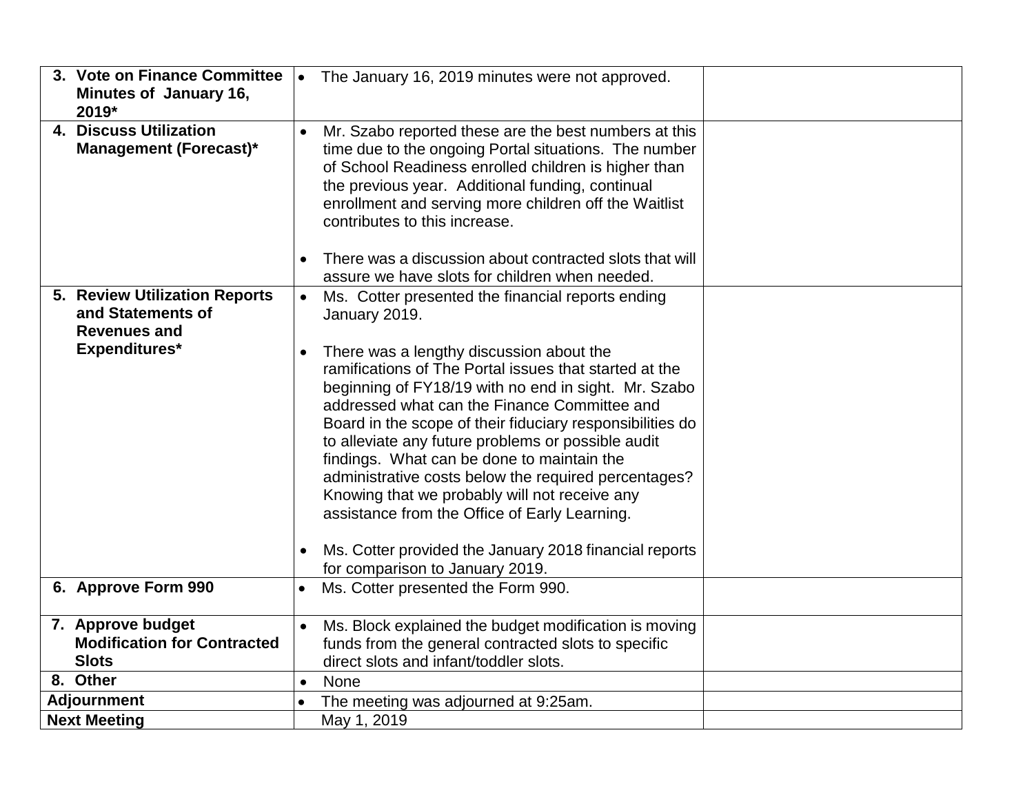| | | |
|---|---|---|
| **3. Vote on Finance Committee Minutes of January 16, 2019*** | • The January 16, 2019 minutes were not approved. | |
| **4. Discuss Utilization Management (Forecast)*** | • Mr. Szabo reported these are the best numbers at this time due to the ongoing Portal situations. The number of School Readiness enrolled children is higher than the previous year. Additional funding, continual enrollment and serving more children off the Waitlist contributes to this increase.<br><br>• There was a discussion about contracted slots that will assure we have slots for children when needed. | |
| **5. Review Utilization Reports and Statements of Revenues and Expenditures*** | • Ms. Cotter presented the financial reports ending January 2019.<br><br>• There was a lengthy discussion about the ramifications of The Portal issues that started at the beginning of FY18/19 with no end in sight. Mr. Szabo addressed what can the Finance Committee and Board in the scope of their fiduciary responsibilities do to alleviate any future problems or possible audit findings. What can be done to maintain the administrative costs below the required percentages? Knowing that we probably will not receive any assistance from the Office of Early Learning.<br><br>• Ms. Cotter provided the January 2018 financial reports for comparison to January 2019. | |
| **6. Approve Form 990** | • Ms. Cotter presented the Form 990. | |
| **7. Approve budget Modification for Contracted Slots** | • Ms. Block explained the budget modification is moving funds from the general contracted slots to specific direct slots and infant/toddler slots. | |
| **8. Other** | • None | |
| **Adjournment** | • The meeting was adjourned at 9:25am. | |
| **Next Meeting** | May 1, 2019 | |